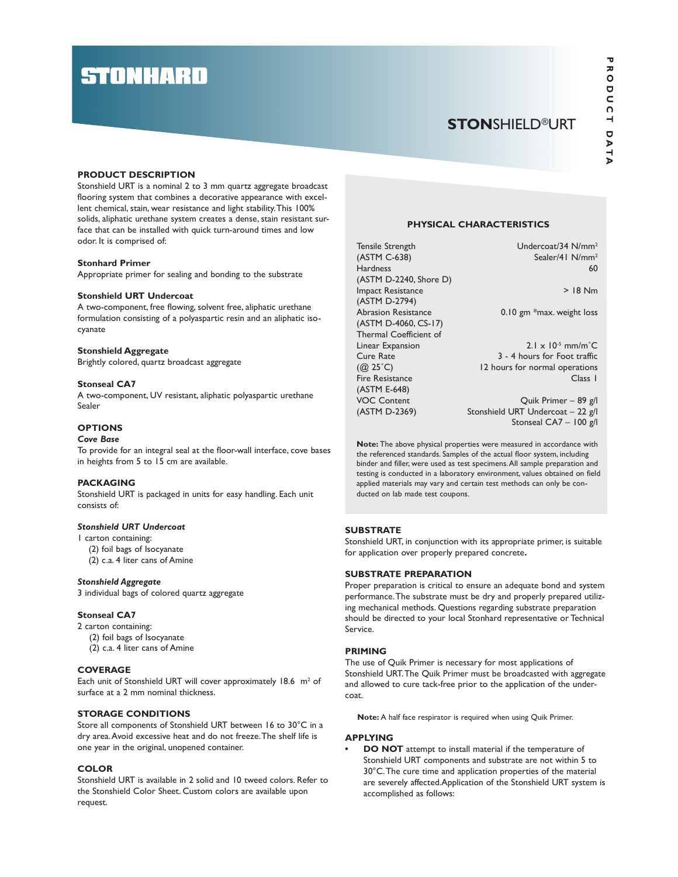# STONHARD

## STONSHIELD®URT

PRODUCT DATA

## PRODUCT DESCRIPTION

Stonshield URT is a nominal 2 to 3 mm quartz aggregate broadcast flooring system that combines a decorative appearance with excellent chemical, stain, wear resistance and light stability. This 100% solids, aliphatic urethane system creates a dense, stain resistant surface that can be installed with quick turn-around times and low odor. It is comprised of:

### Stonhard Primer

Appropriate primer for sealing and bonding to the substrate

### Stonshield URT Undercoat

A two-component, free flowing, solvent free, aliphatic urethane formulation consisting of a polyaspartic resin and an aliphatic isocyanate

### Stonshield Aggregate

Brightly colored, quartz broadcast aggregate

### Stonseal CA7

A two-component, UV resistant, aliphatic polyaspartic urethane Sealer

## OPTIONS

***Cove Base***

To provide for an integral seal at the floor-wall interface, cove bases in heights from 5 to 15 cm are available.

## PACKAGING

Stonshield URT is packaged in units for easy handling. Each unit consists of:

***Stonshield URT Undercoat***

1 carton containing:
- (2) foil bags of Isocyanate
- (2) c.a. 4 liter cans of Amine

***Stonshield Aggregate***

3 individual bags of colored quartz aggregate

**Stonseal CA7**

2 carton containing:
- (2) foil bags of Isocyanate
- (2) c.a. 4 liter cans of Amine

## COVERAGE

Each unit of Stonshield URT will cover approximately 18.6 m² of surface at a 2 mm nominal thickness.

## STORAGE CONDITIONS

Store all components of Stonshield URT between 16 to 30°C in a dry area. Avoid excessive heat and do not freeze. The shelf life is one year in the original, unopened container.

## COLOR

Stonshield URT is available in 2 solid and 10 tweed colors. Refer to the Stonshield Color Sheet. Custom colors are available upon request.

## PHYSICAL CHARACTERISTICS

| Property | Value |
|---|---|
| Tensile Strength (ASTM C-638) | Undercoat/34 N/mm² Sealer/41 N/mm² |
| Hardness (ASTM D-2240, Shore D) | 60 |
| Impact Resistance (ASTM D-2794) | > 18 Nm |
| Abrasion Resistance (ASTM D-4060, CS-17) | 0.10 gm *max. weight loss |
| Thermal Coefficient of Linear Expansion | $2.1 \times 10^{-5}$ mm/m°C |
| Cure Rate (@ 25°C) | 3 - 4 hours for Foot traffic; 12 hours for normal operations |
| Fire Resistance (ASTM E-648) | Class 1 |
| VOC Content (ASTM D-2369) | Quik Primer – 89 g/l; Stonshield URT Undercoat – 22 g/l; Stonseal CA7 – 100 g/l |

**Note:** The above physical properties were measured in accordance with the referenced standards. Samples of the actual floor system, including binder and filler, were used as test specimens. All sample preparation and testing is conducted in a laboratory environment, values obtained on field applied materials may vary and certain test methods can only be conducted on lab made test coupons.

## SUBSTRATE

Stonshield URT, in conjunction with its appropriate primer, is suitable for application over properly prepared concrete.

## SUBSTRATE PREPARATION

Proper preparation is critical to ensure an adequate bond and system performance. The substrate must be dry and properly prepared utilizing mechanical methods. Questions regarding substrate preparation should be directed to your local Stonhard representative or Technical Service.

## PRIMING

The use of Quik Primer is necessary for most applications of Stonshield URT. The Quik Primer must be broadcasted with aggregate and allowed to cure tack-free prior to the application of the undercoat.

**Note:** A half face respirator is required when using Quik Primer.

## APPLYING

- **DO NOT** attempt to install material if the temperature of Stonshield URT components and substrate are not within 5 to 30°C. The cure time and application properties of the material are severely affected. Application of the Stonshield URT system is accomplished as follows: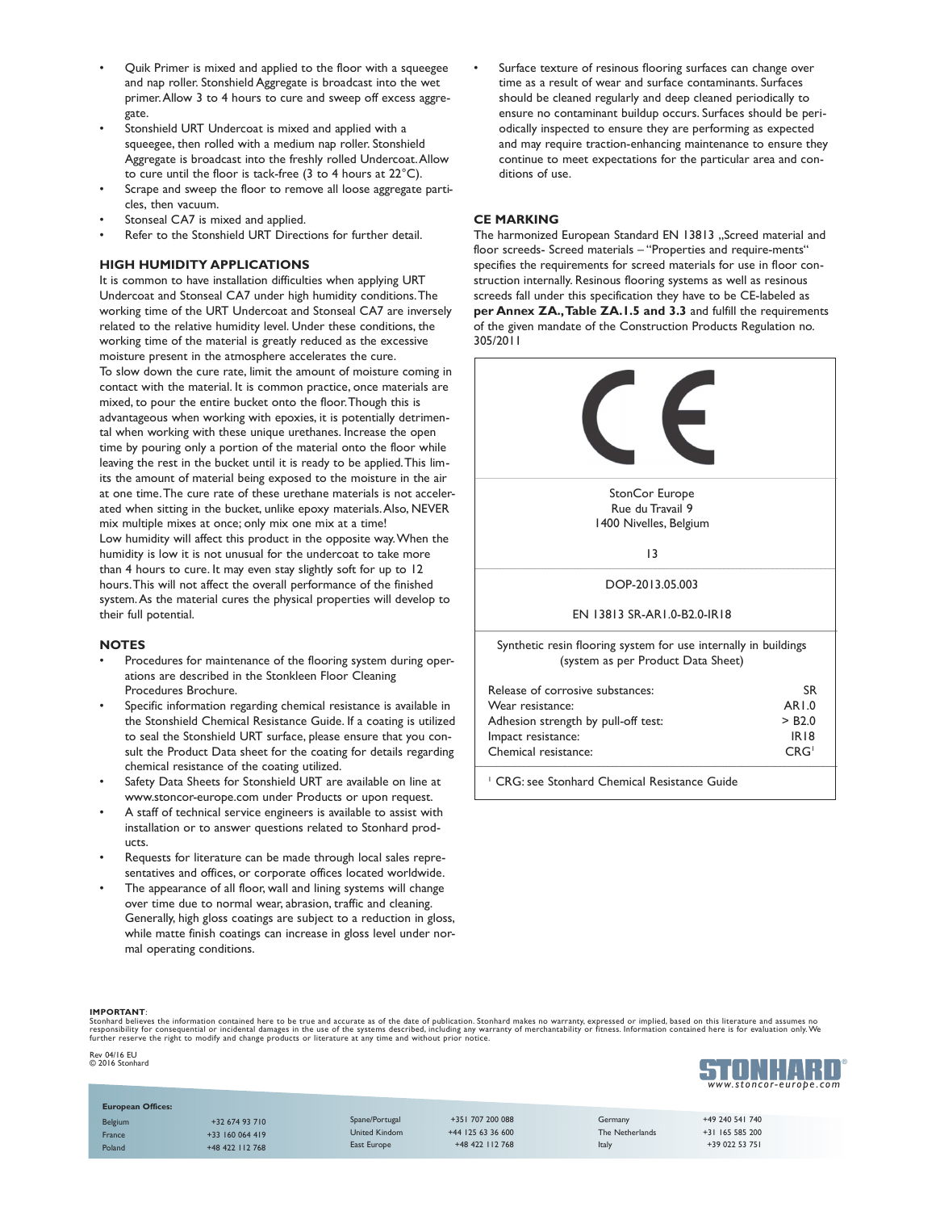- Quik Primer is mixed and applied to the floor with a squeegee and nap roller. Stonshield Aggregate is broadcast into the wet primer. Allow 3 to 4 hours to cure and sweep off excess aggregate.
- Stonshield URT Undercoat is mixed and applied with a squeegee, then rolled with a medium nap roller. Stonshield Aggregate is broadcast into the freshly rolled Undercoat. Allow to cure until the floor is tack-free (3 to 4 hours at 22°C).
- Scrape and sweep the floor to remove all loose aggregate particles, then vacuum.
- Stonseal CA7 is mixed and applied.
- Refer to the Stonshield URT Directions for further detail.

## HIGH HUMIDITY APPLICATIONS

It is common to have installation difficulties when applying URT Undercoat and Stonseal CA7 under high humidity conditions. The working time of the URT Undercoat and Stonseal CA7 are inversely related to the relative humidity level. Under these conditions, the working time of the material is greatly reduced as the excessive moisture present in the atmosphere accelerates the cure.

To slow down the cure rate, limit the amount of moisture coming in contact with the material. It is common practice, once materials are mixed, to pour the entire bucket onto the floor. Though this is advantageous when working with epoxies, it is potentially detrimental when working with these unique urethanes. Increase the open time by pouring only a portion of the material onto the floor while leaving the rest in the bucket until it is ready to be applied. This limits the amount of material being exposed to the moisture in the air at one time. The cure rate of these urethane materials is not accelerated when sitting in the bucket, unlike epoxy materials. Also, NEVER mix multiple mixes at once; only mix one mix at a time!

Low humidity will affect this product in the opposite way. When the humidity is low it is not unusual for the undercoat to take more than 4 hours to cure. It may even stay slightly soft for up to 12 hours. This will not affect the overall performance of the finished system. As the material cures the physical properties will develop to their full potential.

## NOTES

- Procedures for maintenance of the flooring system during operations are described in the Stonkleen Floor Cleaning Procedures Brochure.
- Specific information regarding chemical resistance is available in the Stonshield Chemical Resistance Guide. If a coating is utilized to seal the Stonshield URT surface, please ensure that you consult the Product Data sheet for the coating for details regarding chemical resistance of the coating utilized.
- Safety Data Sheets for Stonshield URT are available on line at www.stoncor-europe.com under Products or upon request.
- A staff of technical service engineers is available to assist with installation or to answer questions related to Stonhard products.
- Requests for literature can be made through local sales representatives and offices, or corporate offices located worldwide.
- The appearance of all floor, wall and lining systems will change over time due to normal wear, abrasion, traffic and cleaning. Generally, high gloss coatings are subject to a reduction in gloss, while matte finish coatings can increase in gloss level under normal operating conditions.
- Surface texture of resinous flooring surfaces can change over time as a result of wear and surface contaminants. Surfaces should be cleaned regularly and deep cleaned periodically to ensure no contaminant buildup occurs. Surfaces should be periodically inspected to ensure they are performing as expected and may require traction-enhancing maintenance to ensure they continue to meet expectations for the particular area and conditions of use.

## CE MARKING

The harmonized European Standard EN 13813 „Screed material and floor screeds- Screed materials – "Properties and require-ments" specifies the requirements for screed materials for use in floor construction internally. Resinous flooring systems as well as resinous screeds fall under this specification they have to be CE-labeled as **per Annex ZA., Table ZA.1.5 and 3.3** and fulfill the requirements of the given mandate of the Construction Products Regulation no. 305/2011

CE

StonCor Europe
Rue du Travail 9
1400 Nivelles, Belgium

13

DOP-2013.05.003

EN 13813 SR-AR1.0-B2.0-IR18

Synthetic resin flooring system for use internally in buildings
(system as per Product Data Sheet)

| | |
|---|---|
| Release of corrosive substances: | SR |
| Wear resistance: | AR1.0 |
| Adhesion strength by pull-off test: | > B2.0 |
| Impact resistance: | IR18 |
| Chemical resistance: | CRG[1] |

[1] CRG: see Stonhard Chemical Resistance Guide

**IMPORTANT**:
Stonhard believes the information contained here to be true and accurate as of the date of publication. Stonhard makes no warranty, expressed or implied, based on this literature and assumes no responsibility for consequential or incidental damages in the use of the systems described, including any warranty of merchantability or fitness. Information contained here is for evaluation only. We further reserve the right to modify and change products or literature at any time and without prior notice.

Rev 04/16 EU
© 2016 Stonhard

STONHARD®
www.stoncor-europe.com

**European Offices:**

| | | | | | |
|---|---|---|---|---|---|
| Belgium | +32 674 93 710 | Spane/Portugal | +351 707 200 088 | Germany | +49 240 541 740 |
| France | +33 160 064 419 | United Kindom | +44 125 63 36 600 | The Netherlands | +31 165 585 200 |
| Poland | +48 422 112 768 | East Europe | +48 422 112 768 | Italy | +39 022 53 751 |